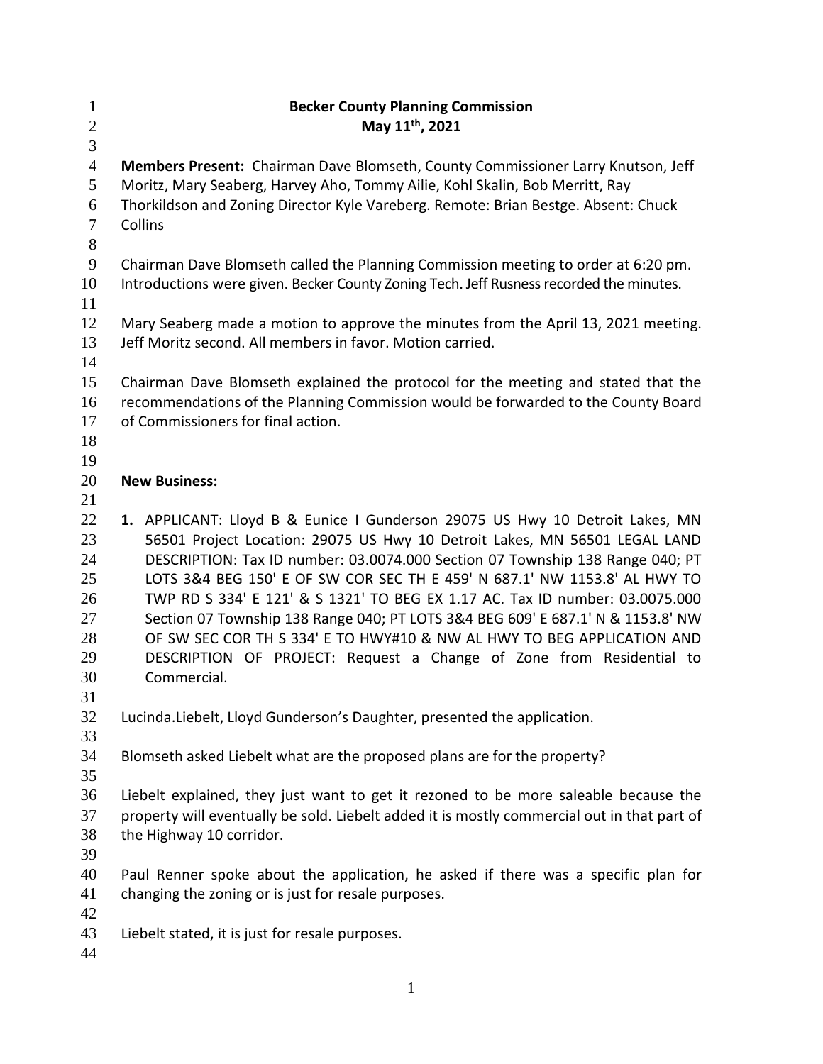**Becker County Planning Commission**
**May 11th, 2021**

**Members Present:** Chairman Dave Blomseth, County Commissioner Larry Knutson, Jeff Moritz, Mary Seaberg, Harvey Aho, Tommy Ailie, Kohl Skalin, Bob Merritt, Ray Thorkildson and Zoning Director Kyle Vareberg. Remote: Brian Bestge. Absent: Chuck Collins

Chairman Dave Blomseth called the Planning Commission meeting to order at 6:20 pm. Introductions were given. Becker County Zoning Tech. Jeff Rusness recorded the minutes.

Mary Seaberg made a motion to approve the minutes from the April 13, 2021 meeting. Jeff Moritz second. All members in favor. Motion carried.

Chairman Dave Blomseth explained the protocol for the meeting and stated that the recommendations of the Planning Commission would be forwarded to the County Board of Commissioners for final action.

**New Business:**

1. APPLICANT: Lloyd B & Eunice I Gunderson 29075 US Hwy 10 Detroit Lakes, MN 56501 Project Location: 29075 US Hwy 10 Detroit Lakes, MN 56501 LEGAL LAND DESCRIPTION: Tax ID number: 03.0074.000 Section 07 Township 138 Range 040; PT LOTS 3&4 BEG 150' E OF SW COR SEC TH E 459' N 687.1' NW 1153.8' AL HWY TO TWP RD S 334' E 121' & S 1321' TO BEG EX 1.17 AC. Tax ID number: 03.0075.000 Section 07 Township 138 Range 040; PT LOTS 3&4 BEG 609' E 687.1' N & 1153.8' NW OF SW SEC COR TH S 334' E TO HWY#10 & NW AL HWY TO BEG APPLICATION AND DESCRIPTION OF PROJECT: Request a Change of Zone from Residential to Commercial.

Lucinda.Liebelt, Lloyd Gunderson's Daughter, presented the application.

Blomseth asked Liebelt what are the proposed plans are for the property?

Liebelt explained, they just want to get it rezoned to be more saleable because the property will eventually be sold. Liebelt added it is mostly commercial out in that part of the Highway 10 corridor.

Paul Renner spoke about the application, he asked if there was a specific plan for changing the zoning or is just for resale purposes.

Liebelt stated, it is just for resale purposes.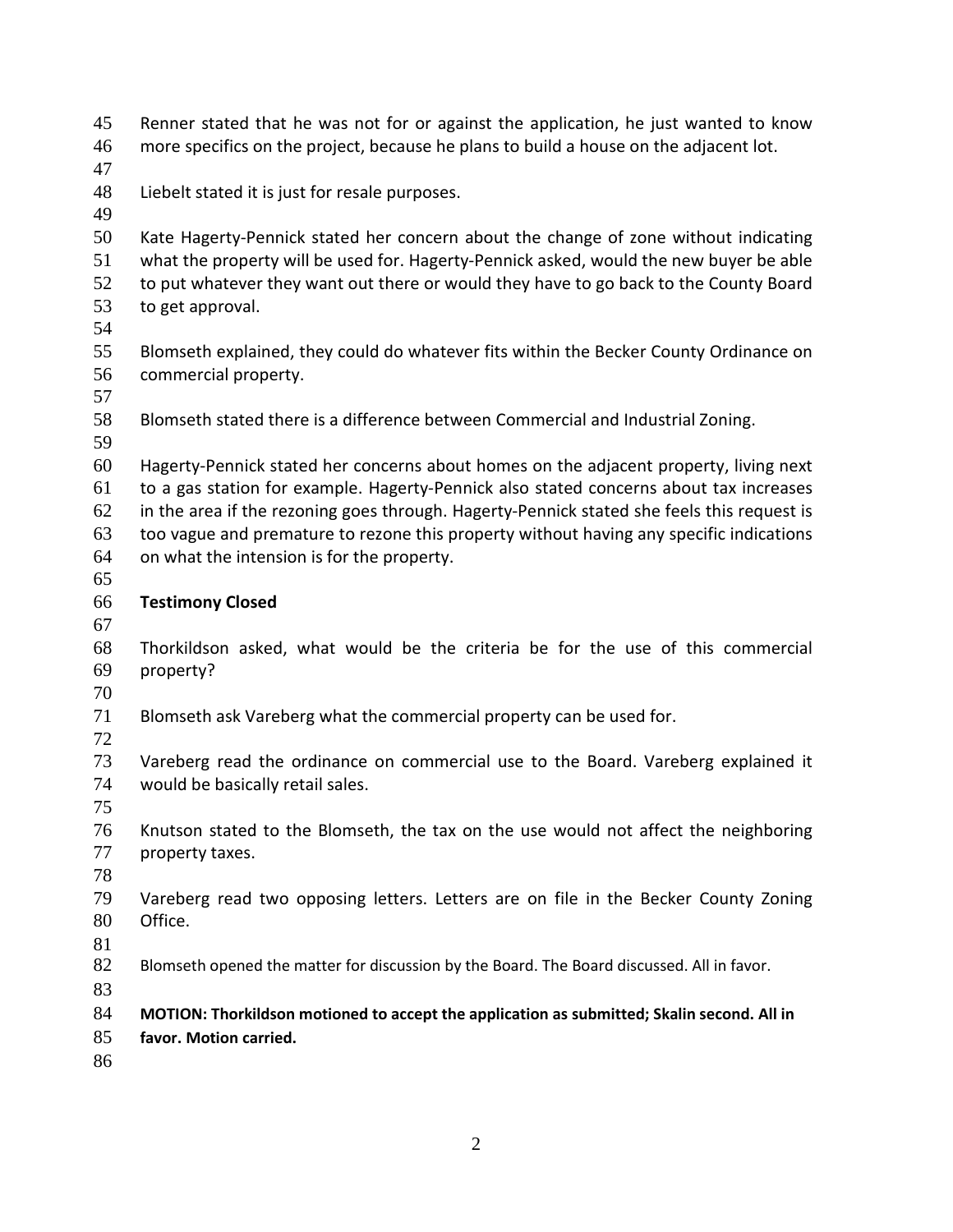Renner stated that he was not for or against the application, he just wanted to know more specifics on the project, because he plans to build a house on the adjacent lot.

Liebelt stated it is just for resale purposes.

Kate Hagerty-Pennick stated her concern about the change of zone without indicating what the property will be used for. Hagerty-Pennick asked, would the new buyer be able to put whatever they want out there or would they have to go back to the County Board to get approval.

Blomseth explained, they could do whatever fits within the Becker County Ordinance on commercial property.

Blomseth stated there is a difference between Commercial and Industrial Zoning.

Hagerty-Pennick stated her concerns about homes on the adjacent property, living next to a gas station for example. Hagerty-Pennick also stated concerns about tax increases in the area if the rezoning goes through. Hagerty-Pennick stated she feels this request is too vague and premature to rezone this property without having any specific indications on what the intension is for the property.

**Testimony Closed**

Thorkildson asked, what would be the criteria be for the use of this commercial property?

Blomseth ask Vareberg what the commercial property can be used for.

Vareberg read the ordinance on commercial use to the Board. Vareberg explained it would be basically retail sales.

Knutson stated to the Blomseth, the tax on the use would not affect the neighboring property taxes.

Vareberg read two opposing letters. Letters are on file in the Becker County Zoning Office.

Blomseth opened the matter for discussion by the Board. The Board discussed. All in favor.

**MOTION: Thorkildson motioned to accept the application as submitted; Skalin second. All in favor. Motion carried.**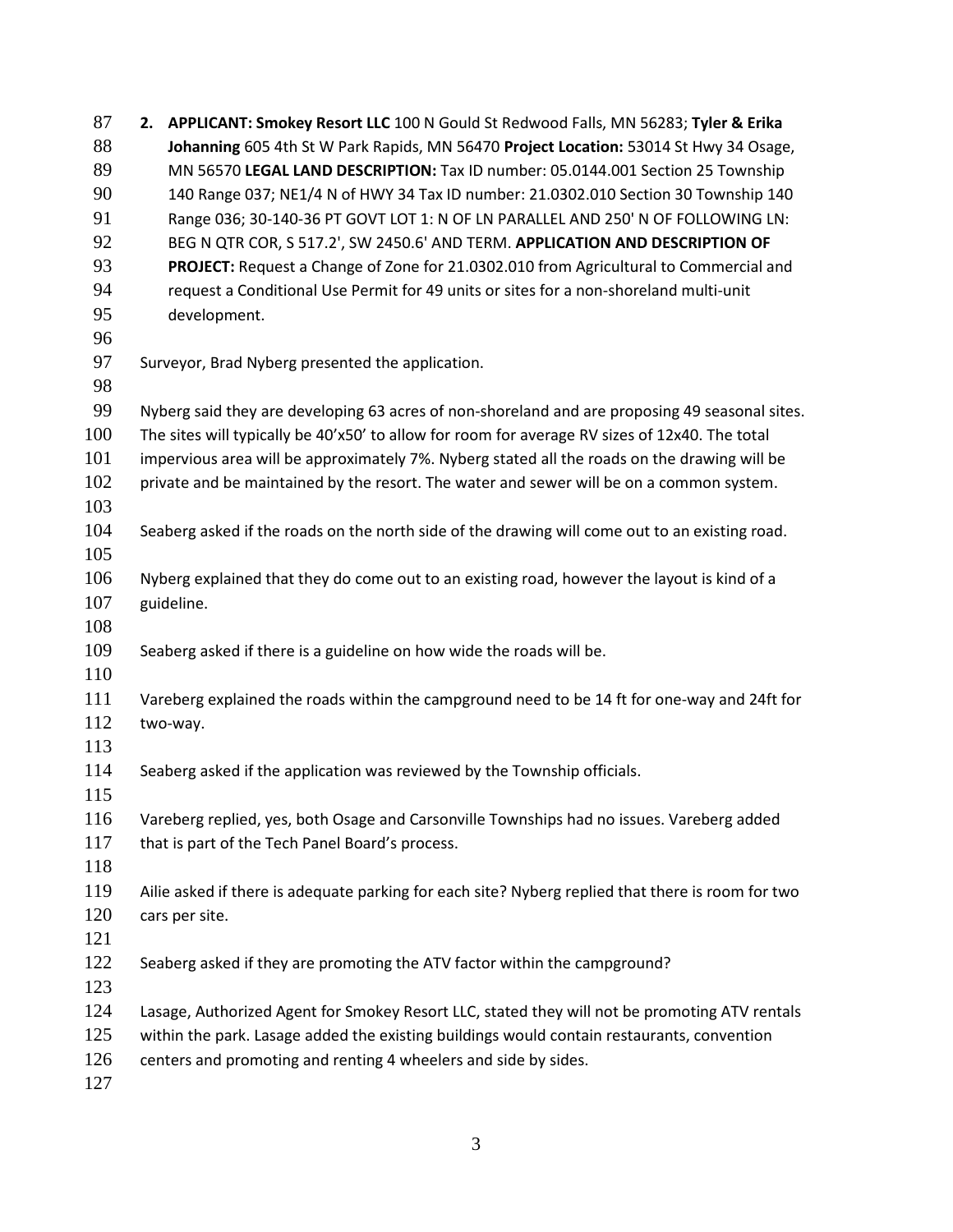2. **APPLICANT: Smokey Resort LLC** 100 N Gould St Redwood Falls, MN 56283; **Tyler & Erika Johanning** 605 4th St W Park Rapids, MN 56470 **Project Location:** 53014 St Hwy 34 Osage, MN 56570 **LEGAL LAND DESCRIPTION:** Tax ID number: 05.0144.001 Section 25 Township 140 Range 037; NE1/4 N of HWY 34 Tax ID number: 21.0302.010 Section 30 Township 140 Range 036; 30-140-36 PT GOVT LOT 1: N OF LN PARALLEL AND 250' N OF FOLLOWING LN: BEG N QTR COR, S 517.2', SW 2450.6' AND TERM. **APPLICATION AND DESCRIPTION OF PROJECT:** Request a Change of Zone for 21.0302.010 from Agricultural to Commercial and request a Conditional Use Permit for 49 units or sites for a non-shoreland multi-unit development.

Surveyor, Brad Nyberg presented the application.

Nyberg said they are developing 63 acres of non-shoreland and are proposing 49 seasonal sites. The sites will typically be 40'x50' to allow for room for average RV sizes of 12x40. The total impervious area will be approximately 7%. Nyberg stated all the roads on the drawing will be private and be maintained by the resort. The water and sewer will be on a common system.

Seaberg asked if the roads on the north side of the drawing will come out to an existing road.

Nyberg explained that they do come out to an existing road, however the layout is kind of a guideline.

Seaberg asked if there is a guideline on how wide the roads will be.

Vareberg explained the roads within the campground need to be 14 ft for one-way and 24ft for two-way.

Seaberg asked if the application was reviewed by the Township officials.

Vareberg replied, yes, both Osage and Carsonville Townships had no issues. Vareberg added that is part of the Tech Panel Board's process.

Ailie asked if there is adequate parking for each site? Nyberg replied that there is room for two cars per site.

Seaberg asked if they are promoting the ATV factor within the campground?

Lasage, Authorized Agent for Smokey Resort LLC, stated they will not be promoting ATV rentals within the park. Lasage added the existing buildings would contain restaurants, convention centers and promoting and renting 4 wheelers and side by sides.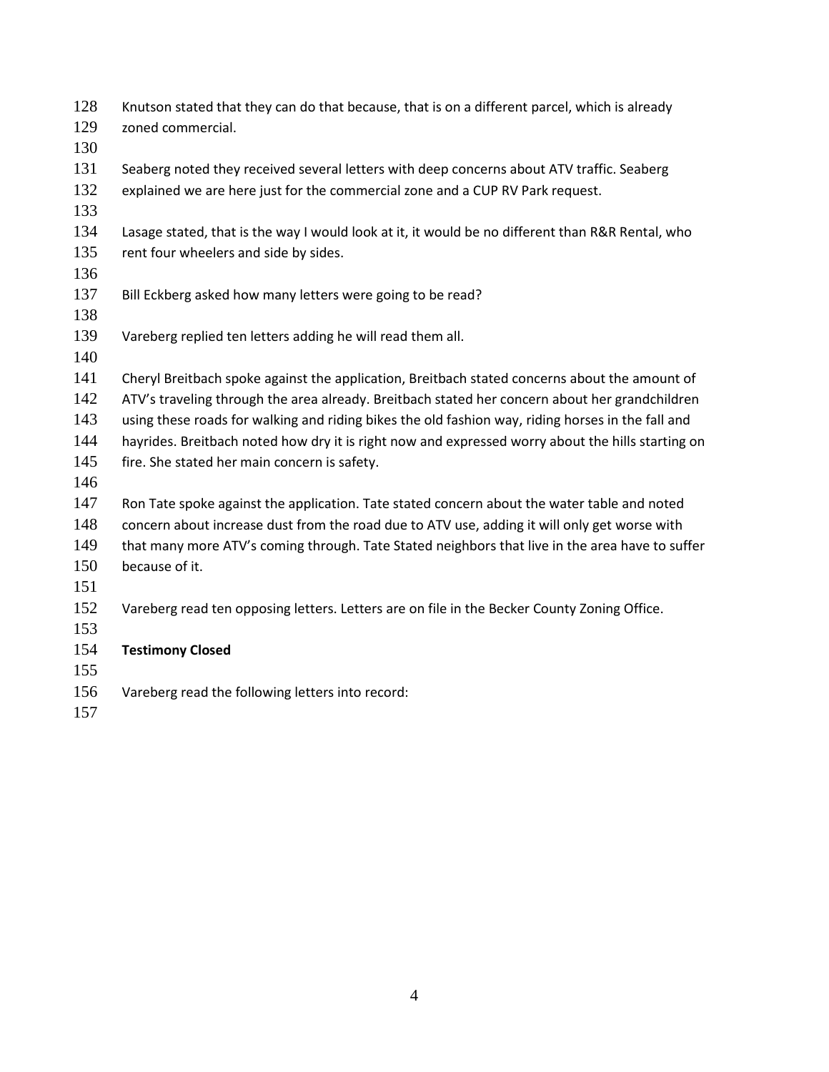Knutson stated that they can do that because, that is on a different parcel, which is already zoned commercial.

Seaberg noted they received several letters with deep concerns about ATV traffic. Seaberg explained we are here just for the commercial zone and a CUP RV Park request.

Lasage stated, that is the way I would look at it, it would be no different than R&R Rental, who rent four wheelers and side by sides.

Bill Eckberg asked how many letters were going to be read?

Vareberg replied ten letters adding he will read them all.

Cheryl Breitbach spoke against the application, Breitbach stated concerns about the amount of ATV's traveling through the area already. Breitbach stated her concern about her grandchildren using these roads for walking and riding bikes the old fashion way, riding horses in the fall and hayrides. Breitbach noted how dry it is right now and expressed worry about the hills starting on fire. She stated her main concern is safety.

Ron Tate spoke against the application. Tate stated concern about the water table and noted concern about increase dust from the road due to ATV use, adding it will only get worse with that many more ATV's coming through. Tate Stated neighbors that live in the area have to suffer because of it.

Vareberg read ten opposing letters. Letters are on file in the Becker County Zoning Office.

**Testimony Closed**

Vareberg read the following letters into record: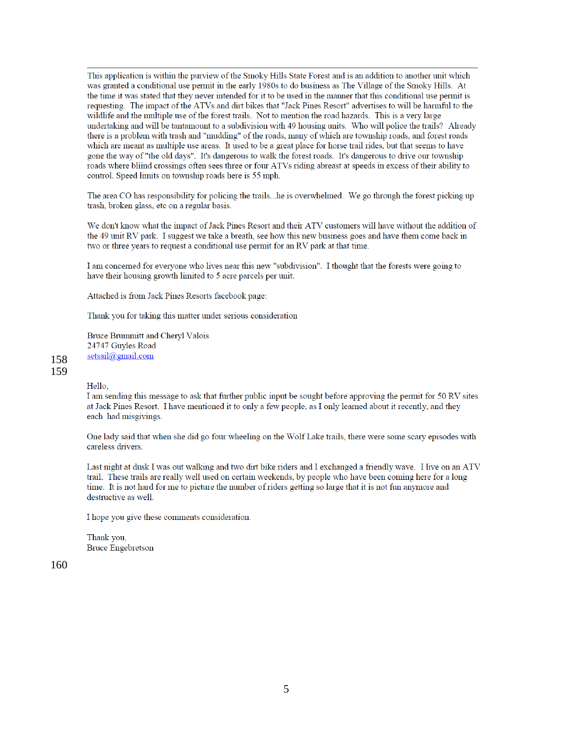This application is within the purview of the Smoky Hills State Forest and is an addition to another unit which was granted a conditional use permit in the early 1980s to do business as The Village of the Smoky Hills. At the time it was stated that they never intended for it to be used in the manner that this conditional use permit is requesting. The impact of the ATVs and dirt bikes that "Jack Pines Resort" advertises to will be harmful to the wildlife and the multiple use of the forest trails. Not to mention the road hazards. This is a very large undertaking and will be tantamount to a subdivision with 49 housing units. Who will police the trails? Already there is a problem with trash and "mudding" of the roads, many of which are township roads, and forest roads which are meant as multiple use areas. It used to be a great place for horse trail rides, but that seems to have gone the way of "the old days". It's dangerous to walk the forest roads. It's dangerous to drive our township roads where bliind crossings often sees three or four ATVs riding abreast at speeds in excess of their ability to control. Speed limits on township roads here is 55 mph.

The area CO has responsibility for policing the trails...he is overwhelmed. We go through the forest picking up trash, broken glass, etc on a regular basis.

We don't know what the impact of Jack Pines Resort and their ATV customers will have without the addition of the 49 unit RV park. I suggest we take a breath, see how this new business goes and have them come back in two or three years to request a conditional use permit for an RV park at that time.

I am concerned for everyone who lives near this new "subdivision". I thought that the forests were going to have their housing growth limited to 5 acre parcels per unit.

Attached is from Jack Pines Resorts facebook page:

Thank you for taking this matter under serious consideration

Bruce Brummitt and Cheryl Valois
24747 Guyles Road
setsail@gmail.com

158

159

Hello,
I am sending this message to ask that further public input be sought before approving the permit for 50 RV sites at Jack Pines Resort. I have mentioned it to only a few people, as I only learned about it recently, and they each had misgivings.

One lady said that when she did go four wheeling on the Wolf Lake trails, there were some scary episodes with careless drivers.

Last night at dusk I was out walking and two dirt bike riders and I exchanged a friendly wave. I live on an ATV trail. These trails are really well used on certain weekends, by people who have been coming here for a long time. It is not hard for me to picture the number of riders getting so large that it is not fun anymore and destructive as well.

I hope you give these comments consideration.

Thank you,
Bruce Engebretson

160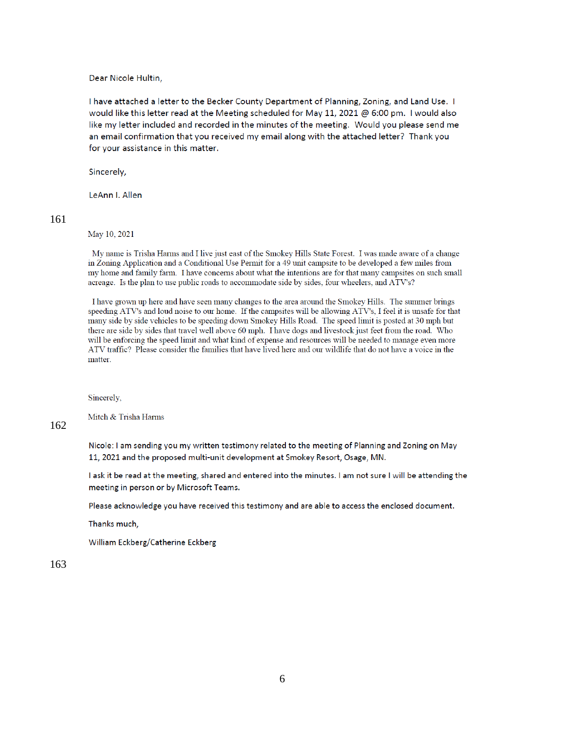Dear Nicole Hultin,

I have attached a letter to the Becker County Department of Planning, Zoning, and Land Use. I would like this letter read at the Meeting scheduled for May 11, 2021 @ 6:00 pm. I would also like my letter included and recorded in the minutes of the meeting. Would you please send me an email confirmation that you received my email along with the attached letter? Thank you for your assistance in this matter.

Sincerely,

LeAnn I. Allen

161

May 10, 2021

My name is Trisha Harms and I live just east of the Smokey Hills State Forest. I was made aware of a change in Zoning Application and a Conditional Use Permit for a 49 unit campsite to be developed a few miles from my home and family farm. I have concerns about what the intentions are for that many campsites on such small acreage. Is the plan to use public roads to accommodate side by sides, four wheelers, and ATV's?

I have grown up here and have seen many changes to the area around the Smokey Hills. The summer brings speeding ATV's and loud noise to our home. If the campsites will be allowing ATV's, I feel it is unsafe for that many side by side vehicles to be speeding down Smokey Hills Road. The speed limit is posted at 30 mph but there are side by sides that travel well above 60 mph. I have dogs and livestock just feet from the road. Who will be enforcing the speed limit and what kind of expense and resources will be needed to manage even more ATV traffic? Please consider the families that have lived here and our wildlife that do not have a voice in the matter.

Sincerely,

Mitch & Trisha Harms

162

Nicole: I am sending you my written testimony related to the meeting of Planning and Zoning on May 11, 2021 and the proposed multi-unit development at Smokey Resort, Osage, MN.

I ask it be read at the meeting, shared and entered into the minutes. I am not sure I will be attending the meeting in person or by Microsoft Teams.

Please acknowledge you have received this testimony and are able to access the enclosed document.

Thanks much,

William Eckberg/Catherine Eckberg

163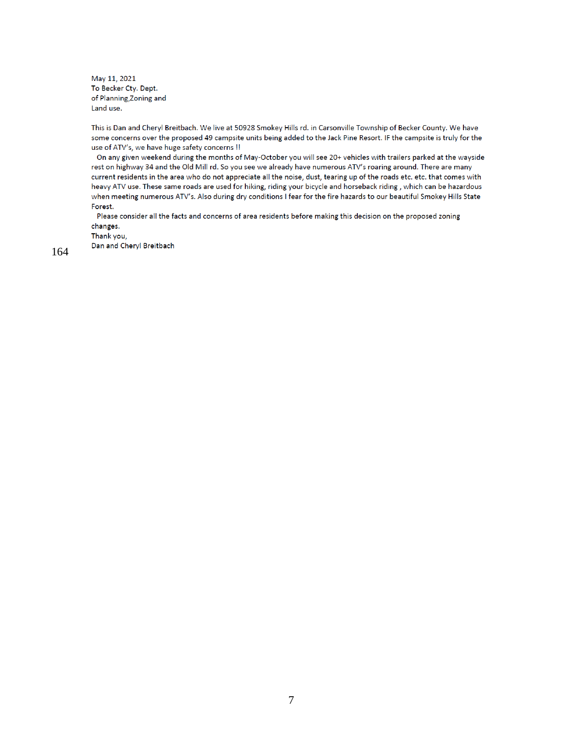May 11, 2021
To Becker Cty. Dept.
of Planning,Zoning and
Land use.

This is Dan and Cheryl Breitbach. We live at 50928 Smokey Hills rd. in Carsonville Township of Becker County. We have some concerns over the proposed 49 campsite units being added to the Jack Pine Resort. IF the campsite is truly for the use of ATV's, we have huge safety concerns !!

On any given weekend during the months of May-October you will see 20+ vehicles with trailers parked at the wayside rest on highway 34 and the Old Mill rd. So you see we already have numerous ATV's roaring around. There are many current residents in the area who do not appreciate all the noise, dust, tearing up of the roads etc. etc. that comes with heavy ATV use. These same roads are used for hiking, riding your bicycle and horseback riding , which can be hazardous when meeting numerous ATV's. Also during dry conditions I fear for the fire hazards to our beautiful Smokey Hills State Forest.

Please consider all the facts and concerns of area residents before making this decision on the proposed zoning changes.

Thank you,
Dan and Cheryl Breitbach

164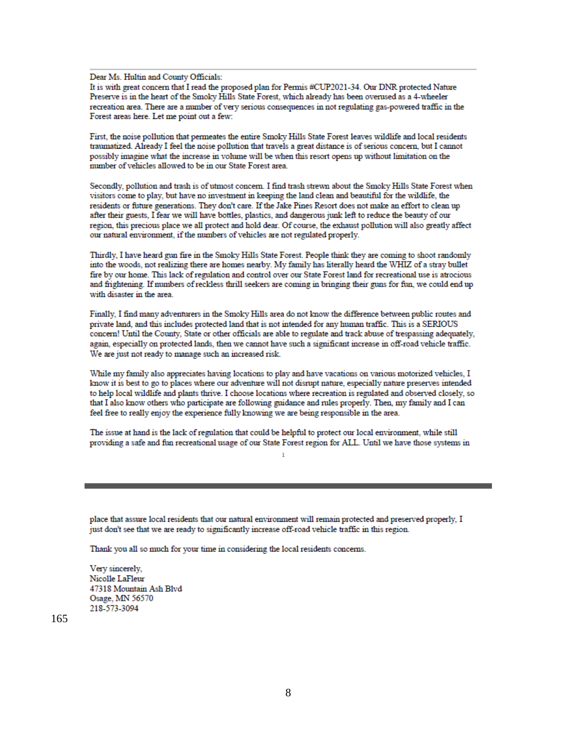Dear Ms. Hultin and County Officials:

It is with great concern that I read the proposed plan for Permis #CUP2021-34. Our DNR protected Nature Preserve is in the heart of the Smoky Hills State Forest, which already has been overused as a 4-wheeler recreation area. There are a number of very serious consequences in not regulating gas-powered traffic in the Forest areas here. Let me point out a few:

First, the noise pollution that permeates the entire Smoky Hills State Forest leaves wildlife and local residents traumatized. Already I feel the noise pollution that travels a great distance is of serious concern, but I cannot possibly imagine what the increase in volume will be when this resort opens up without limitation on the number of vehicles allowed to be in our State Forest area.

Secondly, pollution and trash is of utmost concern. I find trash strewn about the Smoky Hills State Forest when visitors come to play, but have no investment in keeping the land clean and beautiful for the wildlife, the residents or future generations. They don't care. If the Jake Pines Resort does not make an effort to clean up after their guests, I fear we will have bottles, plastics, and dangerous junk left to reduce the beauty of our region, this precious place we all protect and hold dear. Of course, the exhaust pollution will also greatly affect our natural environment, if the numbers of vehicles are not regulated properly.

Thirdly, I have heard gun fire in the Smoky Hills State Forest. People think they are coming to shoot randomly into the woods, not realizing there are homes nearby. My family has literally heard the WHIZ of a stray bullet fire by our home. This lack of regulation and control over our State Forest land for recreational use is atrocious and frightening. If numbers of reckless thrill seekers are coming in bringing their guns for fun, we could end up with disaster in the area.

Finally, I find many adventurers in the Smoky Hills area do not know the difference between public routes and private land, and this includes protected land that is not intended for any human traffic. This is a SERIOUS concern! Until the County, State or other officials are able to regulate and track abuse of trespassing adequately, again, especially on protected lands, then we cannot have such a significant increase in off-road vehicle traffic. We are just not ready to manage such an increased risk.

While my family also appreciates having locations to play and have vacations on various motorized vehicles, I know it is best to go to places where our adventure will not disrupt nature, especially nature preserves intended to help local wildlife and plants thrive. I choose locations where recreation is regulated and observed closely, so that I also know others who participate are following guidance and rules properly. Then, my family and I can feel free to really enjoy the experience fully knowing we are being responsible in the area.

The issue at hand is the lack of regulation that could be helpful to protect our local environment, while still providing a safe and fun recreational usage of our State Forest region for ALL. Until we have those systems in place that assure local residents that our natural environment will remain protected and preserved properly, I just don't see that we are ready to significantly increase off-road vehicle traffic in this region.

Thank you all so much for your time in considering the local residents concerns.

Very sincerely,  
Nicolle LaFleur  
47318 Mountain Ash Blvd  
Osage, MN 56570  
218-573-3094

165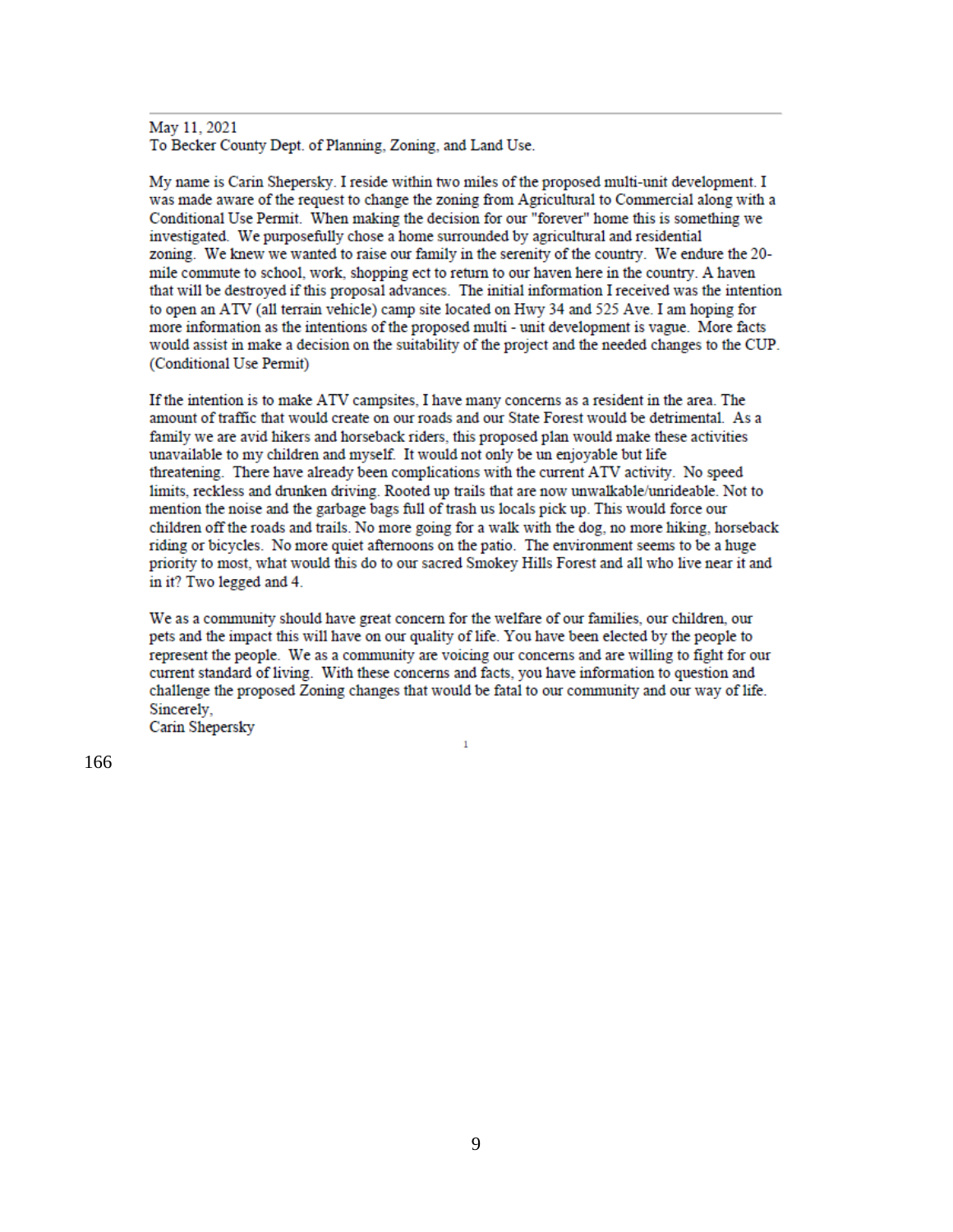May 11, 2021
To Becker County Dept. of Planning, Zoning, and Land Use.

My name is Carin Shepersky. I reside within two miles of the proposed multi-unit development. I was made aware of the request to change the zoning from Agricultural to Commercial along with a Conditional Use Permit. When making the decision for our "forever" home this is something we investigated. We purposefully chose a home surrounded by agricultural and residential zoning. We knew we wanted to raise our family in the serenity of the country. We endure the 20-mile commute to school, work, shopping ect to return to our haven here in the country. A haven that will be destroyed if this proposal advances. The initial information I received was the intention to open an ATV (all terrain vehicle) camp site located on Hwy 34 and 525 Ave. I am hoping for more information as the intentions of the proposed multi - unit development is vague. More facts would assist in make a decision on the suitability of the project and the needed changes to the CUP. (Conditional Use Permit)

If the intention is to make ATV campsites, I have many concerns as a resident in the area. The amount of traffic that would create on our roads and our State Forest would be detrimental. As a family we are avid hikers and horseback riders, this proposed plan would make these activities unavailable to my children and myself. It would not only be un enjoyable but life threatening. There have already been complications with the current ATV activity. No speed limits, reckless and drunken driving. Rooted up trails that are now unwalkable/unrideable. Not to mention the noise and the garbage bags full of trash us locals pick up. This would force our children off the roads and trails. No more going for a walk with the dog, no more hiking, horseback riding or bicycles. No more quiet afternoons on the patio. The environment seems to be a huge priority to most, what would this do to our sacred Smokey Hills Forest and all who live near it and in it? Two legged and 4.

We as a community should have great concern for the welfare of our families, our children, our pets and the impact this will have on our quality of life. You have been elected by the people to represent the people. We as a community are voicing our concerns and are willing to fight for our current standard of living. With these concerns and facts, you have information to question and challenge the proposed Zoning changes that would be fatal to our community and our way of life.
Sincerely,
Carin Shepersky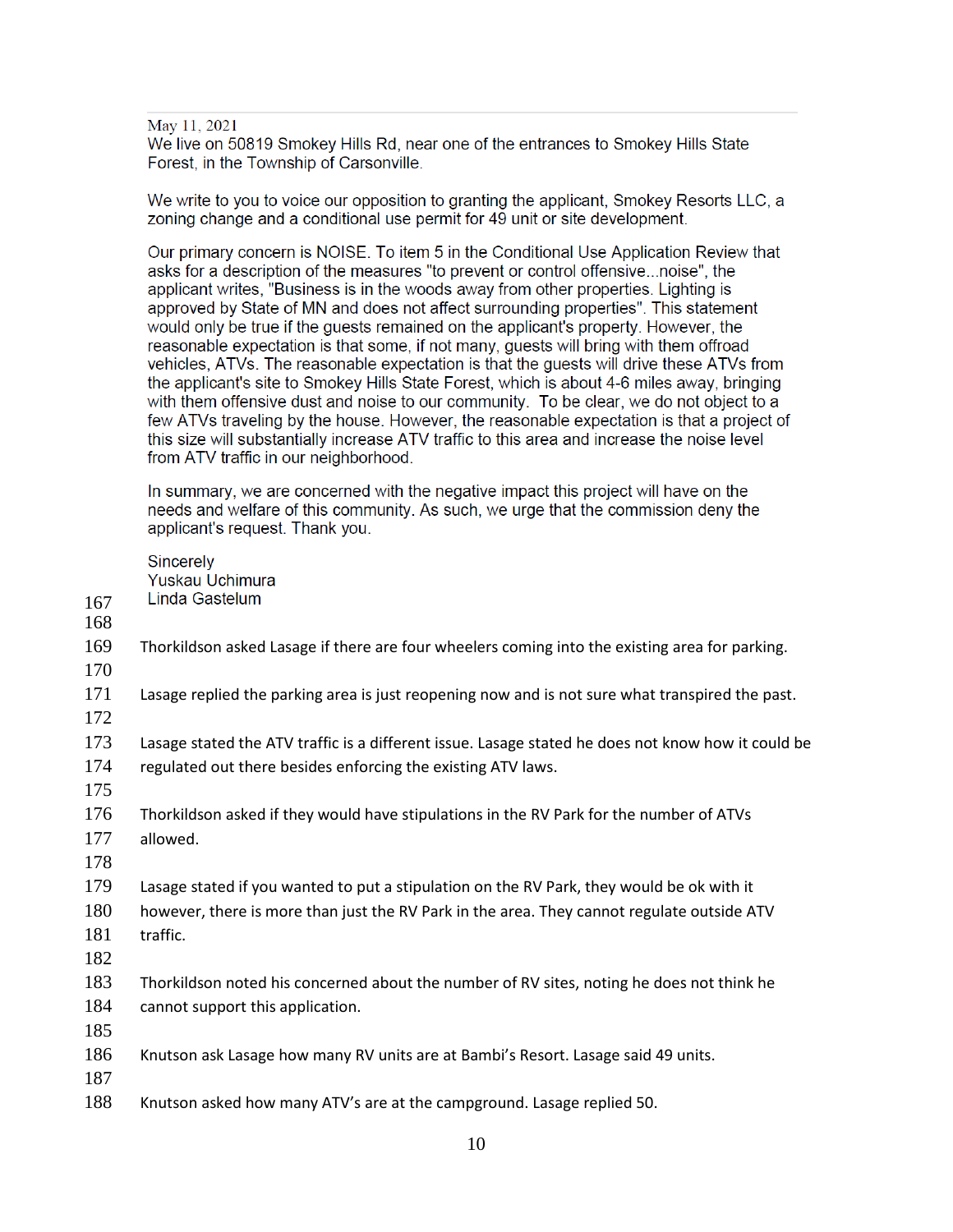May 11, 2021

We live on 50819 Smokey Hills Rd, near one of the entrances to Smokey Hills State Forest, in the Township of Carsonville.

We write to you to voice our opposition to granting the applicant, Smokey Resorts LLC, a zoning change and a conditional use permit for 49 unit or site development.

Our primary concern is NOISE. To item 5 in the Conditional Use Application Review that asks for a description of the measures "to prevent or control offensive...noise", the applicant writes, "Business is in the woods away from other properties. Lighting is approved by State of MN and does not affect surrounding properties". This statement would only be true if the guests remained on the applicant's property. However, the reasonable expectation is that some, if not many, guests will bring with them offroad vehicles, ATVs. The reasonable expectation is that the guests will drive these ATVs from the applicant's site to Smokey Hills State Forest, which is about 4-6 miles away, bringing with them offensive dust and noise to our community. To be clear, we do not object to a few ATVs traveling by the house. However, the reasonable expectation is that a project of this size will substantially increase ATV traffic to this area and increase the noise level from ATV traffic in our neighborhood.

In summary, we are concerned with the negative impact this project will have on the needs and welfare of this community. As such, we urge that the commission deny the applicant's request. Thank you.

Sincerely
Yuskau Uchimura
Linda Gastelum

Thorkildson asked Lasage if there are four wheelers coming into the existing area for parking.

Lasage replied the parking area is just reopening now and is not sure what transpired the past.

Lasage stated the ATV traffic is a different issue. Lasage stated he does not know how it could be regulated out there besides enforcing the existing ATV laws.

Thorkildson asked if they would have stipulations in the RV Park for the number of ATVs allowed.

Lasage stated if you wanted to put a stipulation on the RV Park, they would be ok with it however, there is more than just the RV Park in the area. They cannot regulate outside ATV traffic.

Thorkildson noted his concerned about the number of RV sites, noting he does not think he cannot support this application.

Knutson ask Lasage how many RV units are at Bambi's Resort. Lasage said 49 units.

Knutson asked how many ATV's are at the campground. Lasage replied 50.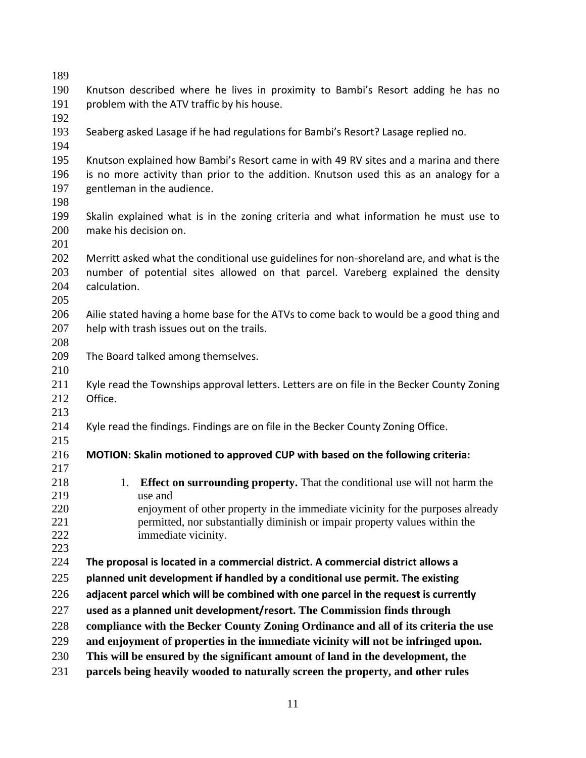Knutson described where he lives in proximity to Bambi's Resort adding he has no problem with the ATV traffic by his house.

Seaberg asked Lasage if he had regulations for Bambi's Resort? Lasage replied no.

Knutson explained how Bambi's Resort came in with 49 RV sites and a marina and there is no more activity than prior to the addition. Knutson used this as an analogy for a gentleman in the audience.

Skalin explained what is in the zoning criteria and what information he must use to make his decision on.

Merritt asked what the conditional use guidelines for non-shoreland are, and what is the number of potential sites allowed on that parcel. Vareberg explained the density calculation.

Ailie stated having a home base for the ATVs to come back to would be a good thing and help with trash issues out on the trails.

The Board talked among themselves.

Kyle read the Townships approval letters. Letters are on file in the Becker County Zoning Office.

Kyle read the findings. Findings are on file in the Becker County Zoning Office.

**MOTION: Skalin motioned to approved CUP with based on the following criteria:**

1. **Effect on surrounding property.** That the conditional use will not harm the use and enjoyment of other property in the immediate vicinity for the purposes already permitted, nor substantially diminish or impair property values within the immediate vicinity.

**The proposal is located in a commercial district. A commercial district allows a planned unit development if handled by a conditional use permit. The existing adjacent parcel which will be combined with one parcel in the request is currently used as a planned unit development/resort. The Commission finds through compliance with the Becker County Zoning Ordinance and all of its criteria the use and enjoyment of properties in the immediate vicinity will not be infringed upon. This will be ensured by the significant amount of land in the development, the parcels being heavily wooded to naturally screen the property, and other rules**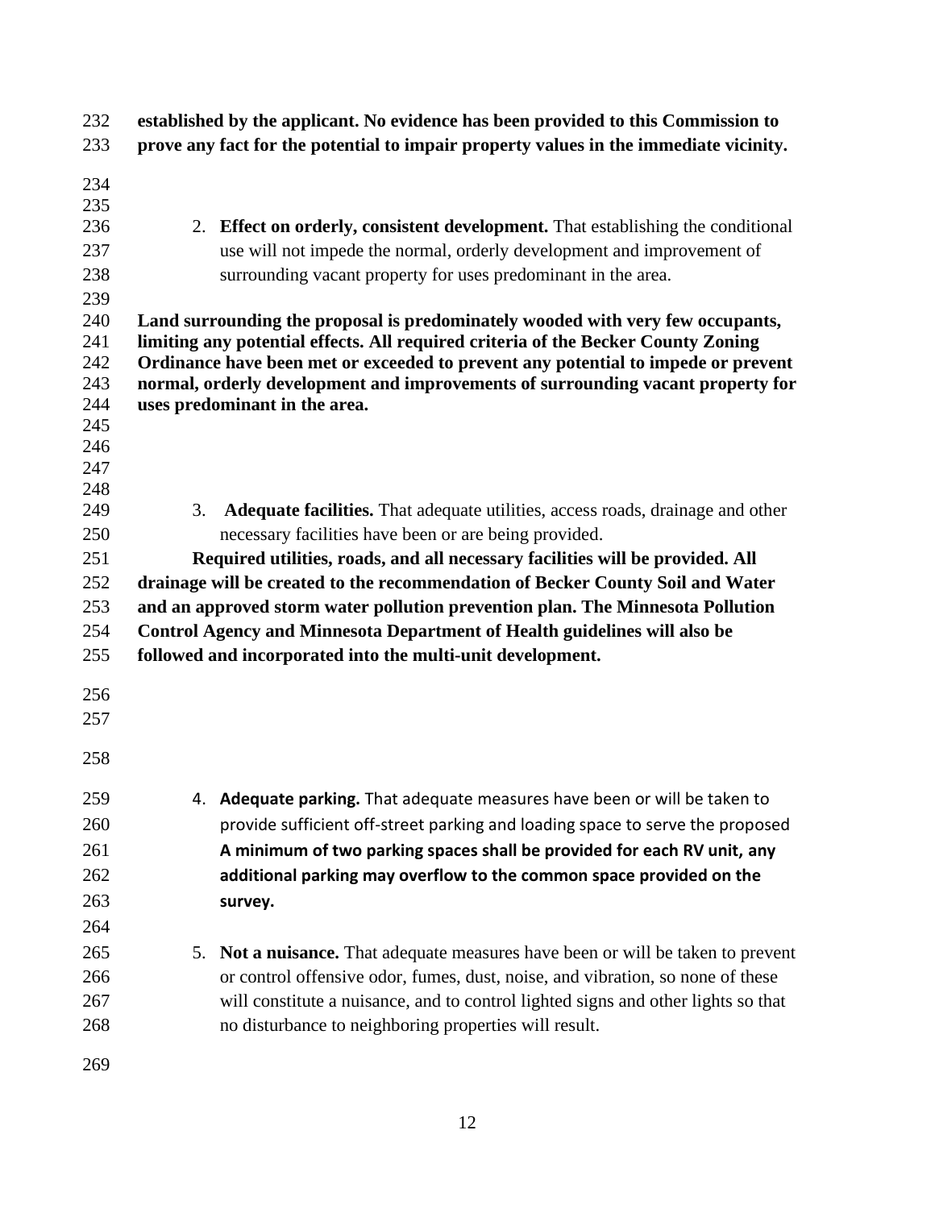**established by the applicant. No evidence has been provided to this Commission to prove any fact for the potential to impair property values in the immediate vicinity.**

2. **Effect on orderly, consistent development.** That establishing the conditional use will not impede the normal, orderly development and improvement of surrounding vacant property for uses predominant in the area.

**Land surrounding the proposal is predominately wooded with very few occupants, limiting any potential effects. All required criteria of the Becker County Zoning Ordinance have been met or exceeded to prevent any potential to impede or prevent normal, orderly development and improvements of surrounding vacant property for uses predominant in the area.**

3. **Adequate facilities.** That adequate utilities, access roads, drainage and other necessary facilities have been or are being provided.

**Required utilities, roads, and all necessary facilities will be provided. All drainage will be created to the recommendation of Becker County Soil and Water and an approved storm water pollution prevention plan. The Minnesota Pollution Control Agency and Minnesota Department of Health guidelines will also be followed and incorporated into the multi-unit development.**

4. **Adequate parking.** That adequate measures have been or will be taken to provide sufficient off-street parking and loading space to serve the proposed **A minimum of two parking spaces shall be provided for each RV unit, any additional parking may overflow to the common space provided on the survey.**

5. **Not a nuisance.** That adequate measures have been or will be taken to prevent or control offensive odor, fumes, dust, noise, and vibration, so none of these will constitute a nuisance, and to control lighted signs and other lights so that no disturbance to neighboring properties will result.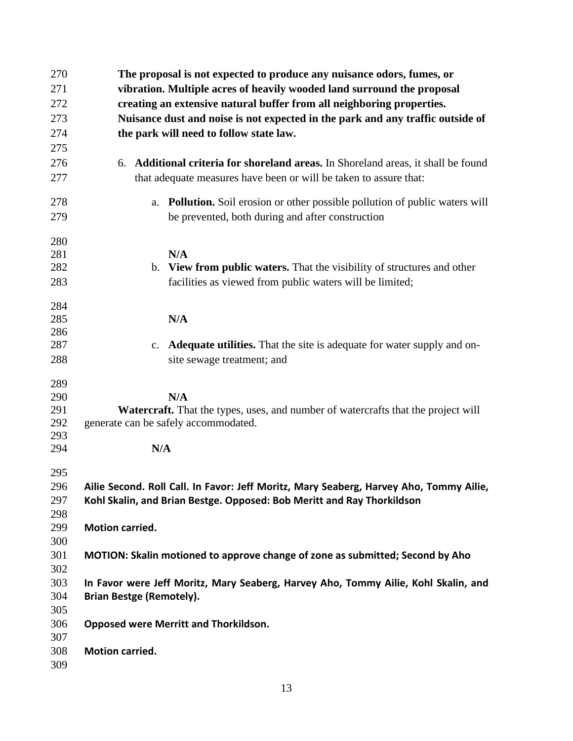**The proposal is not expected to produce any nuisance odors, fumes, or vibration. Multiple acres of heavily wooded land surround the proposal creating an extensive natural buffer from all neighboring properties. Nuisance dust and noise is not expected in the park and any traffic outside of the park will need to follow state law.**

6. **Additional criteria for shoreland areas.** In Shoreland areas, it shall be found that adequate measures have been or will be taken to assure that:

   a. **Pollution.** Soil erosion or other possible pollution of public waters will be prevented, both during and after construction

      **N/A**

   b. **View from public waters.** That the visibility of structures and other facilities as viewed from public waters will be limited;

      **N/A**

   c. **Adequate utilities.** That the site is adequate for water supply and on-site sewage treatment; and

      **N/A**

**Watercraft.** That the types, uses, and number of watercrafts that the project will generate can be safely accommodated.

**N/A**

**Ailie Second. Roll Call. In Favor: Jeff Moritz, Mary Seaberg, Harvey Aho, Tommy Ailie, Kohl Skalin, and Brian Bestge. Opposed: Bob Meritt and Ray Thorkildson**

**Motion carried.**

**MOTION: Skalin motioned to approve change of zone as submitted; Second by Aho**

**In Favor were Jeff Moritz, Mary Seaberg, Harvey Aho, Tommy Ailie, Kohl Skalin, and Brian Bestge (Remotely).**

**Opposed were Merritt and Thorkildson.**

**Motion carried.**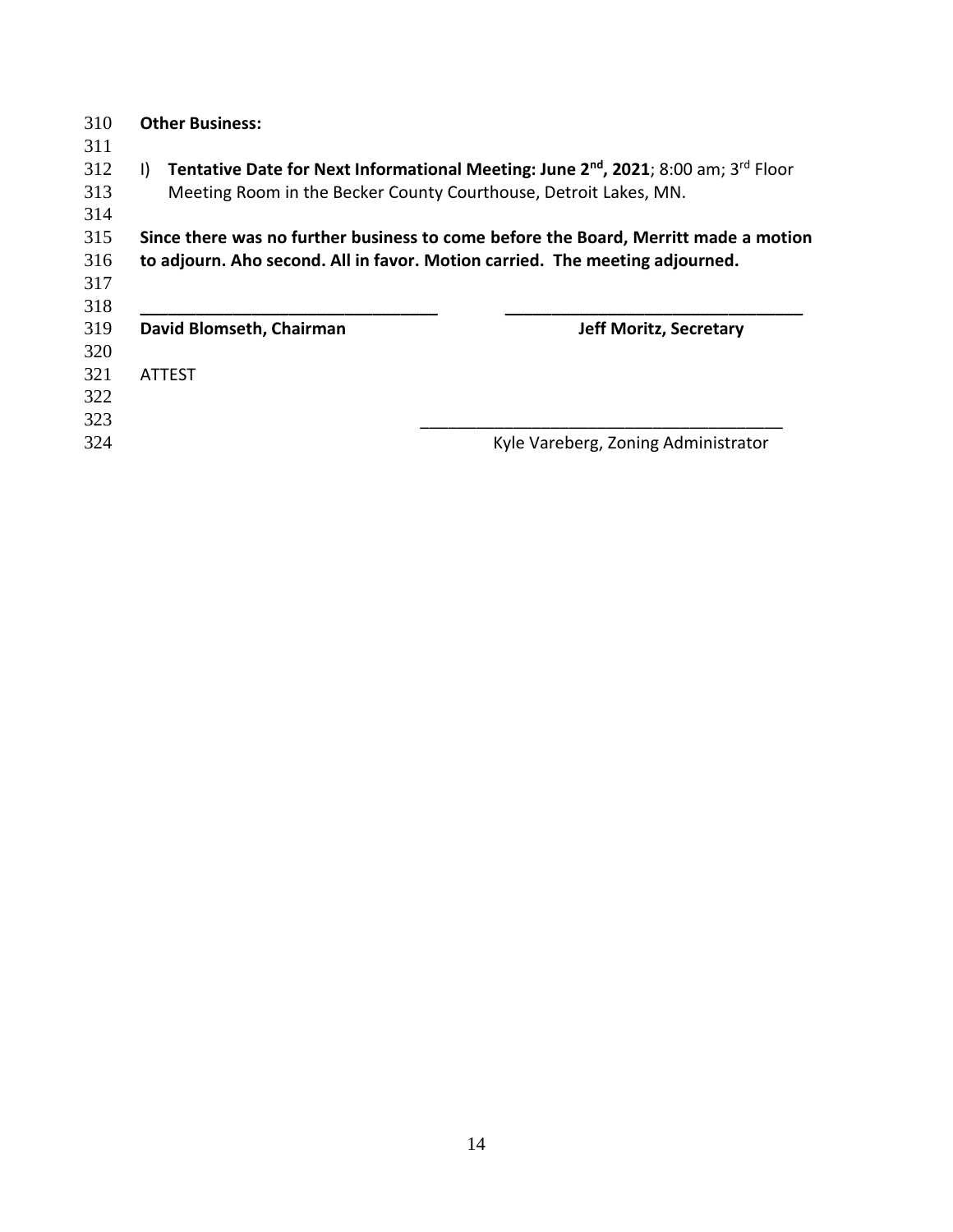**Other Business:**

I) **Tentative Date for Next Informational Meeting: June 2nd, 2021**; 8:00 am; 3rd Floor Meeting Room in the Becker County Courthouse, Detroit Lakes, MN.

**Since there was no further business to come before the Board, Merritt made a motion to adjourn. Aho second. All in favor. Motion carried. The meeting adjourned.**

_______________________________ _______________________________

**David Blomseth, Chairman** **Jeff Moritz, Secretary**

ATTEST

_______________________________

Kyle Vareberg, Zoning Administrator